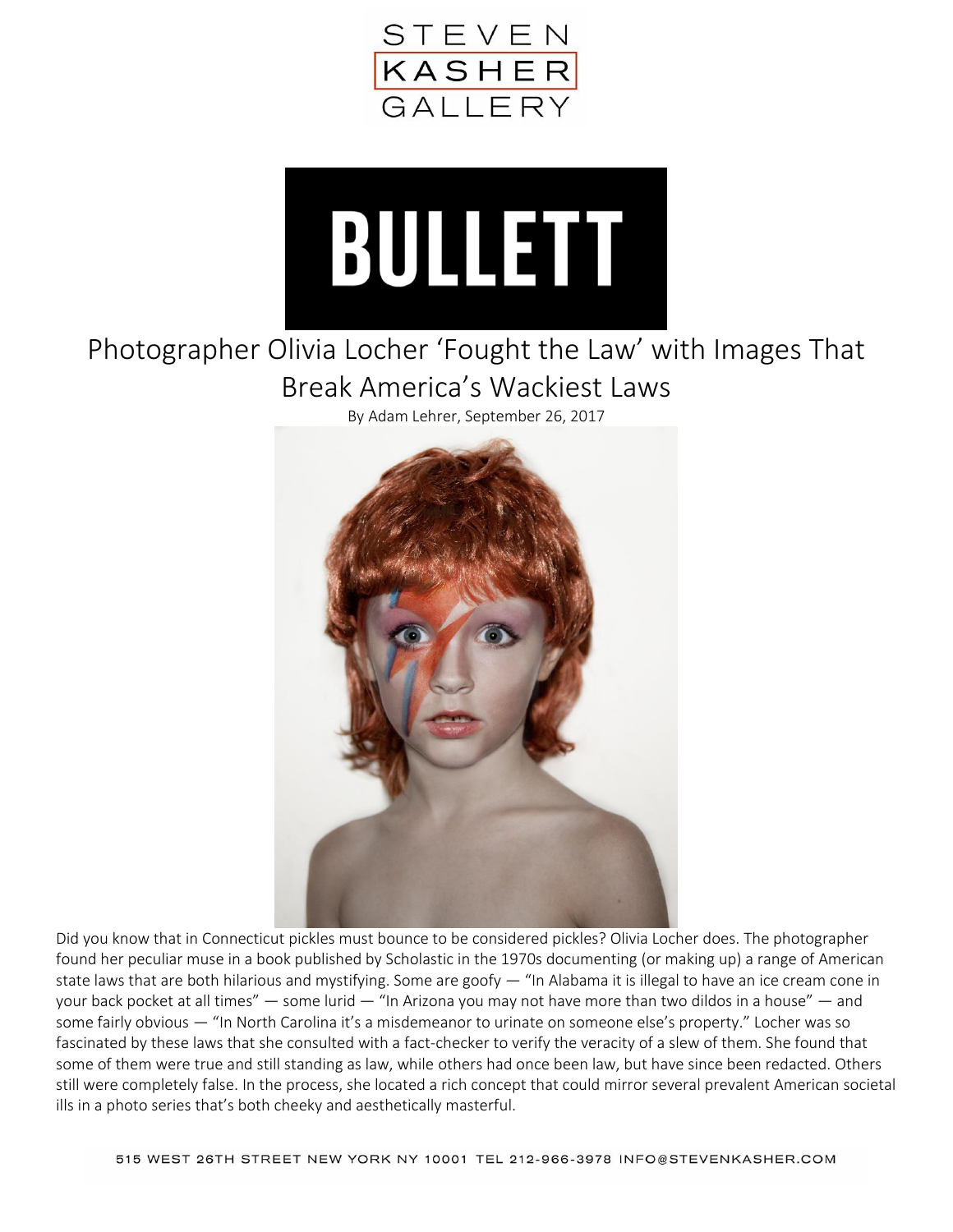STEVEN KASHER GALLERY

BULLETT

# Photographer Olivia Locher 'Fought the Law' with Images That Break America's Wackiest Laws

By Adam Lehrer, September 26, 2017

Did you know that in Connecticut pickles must bounce to be considered pickles? Olivia Locher does. The photographer found her peculiar muse in a book published by Scholastic in the 1970s documenting (or making up) a range of American state laws that are both hilarious and mystifying. Some are goofy — "In Alabama it is illegal to have an ice cream cone in your back pocket at all times" — some lurid — "In Arizona you may not have more than two dildos in a house" — and some fairly obvious — "In North Carolina it's a misdemeanor to urinate on someone else's property." Locher was so fascinated by these laws that she consulted with a fact-checker to verify the veracity of a slew of them. She found that some of them were true and still standing as law, while others had once been law, but have since been redacted. Others still were completely false. In the process, she located a rich concept that could mirror several prevalent American societal ills in a photo series that's both cheeky and aesthetically masterful.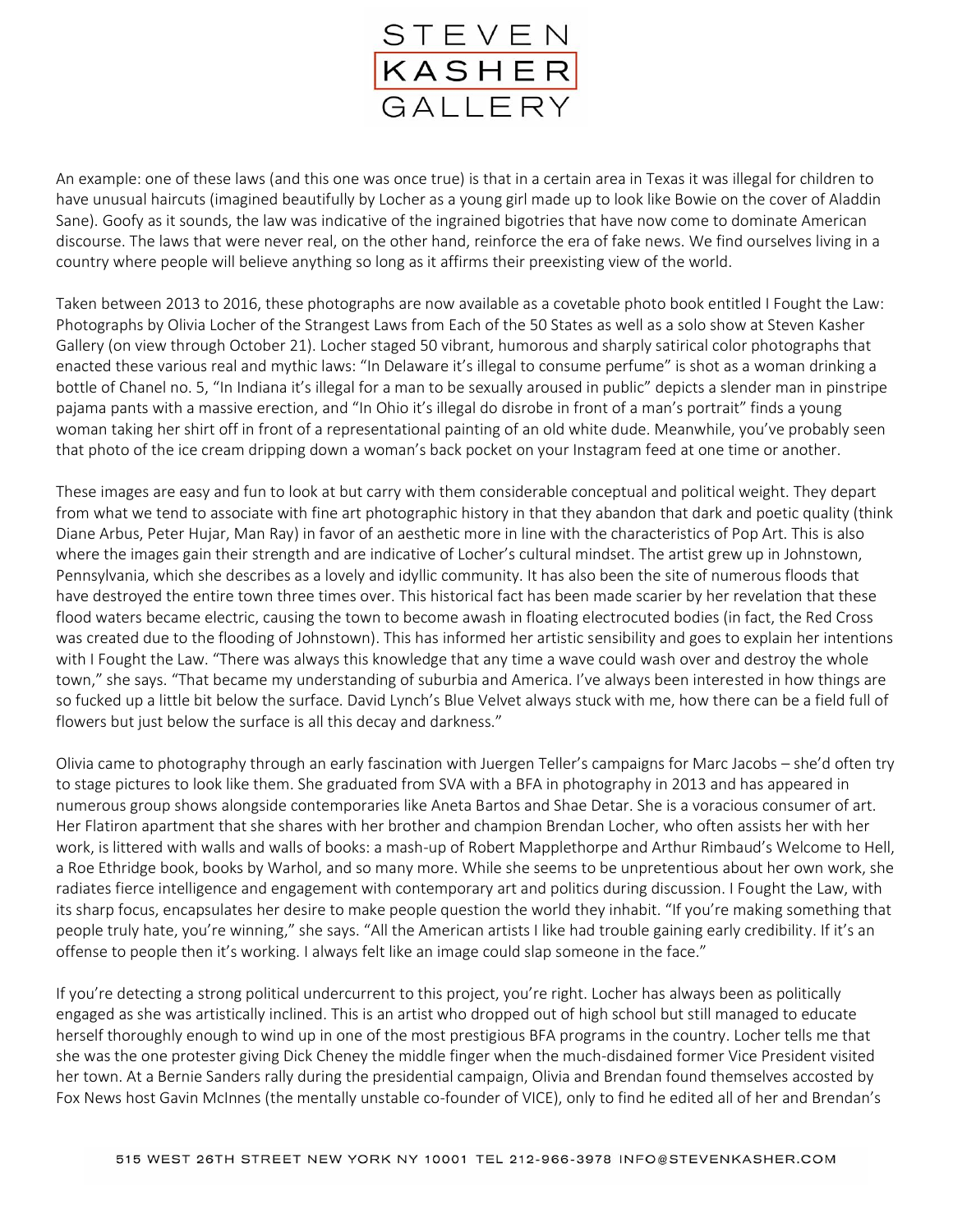An example: one of these laws (and this one was once true) is that in a certain area in Texas it was illegal for children to have unusual haircuts (imagined beautifully by Locher as a young girl made up to look like Bowie on the cover of Aladdin Sane). Goofy as it sounds, the law was indicative of the ingrained bigotries that have now come to dominate American discourse. The laws that were never real, on the other hand, reinforce the era of fake news. We find ourselves living in a country where people will believe anything so long as it affirms their preexisting view of the world.

Taken between 2013 to 2016, these photographs are now available as a covetable photo book entitled I Fought the Law: Photographs by Olivia Locher of the Strangest Laws from Each of the 50 States as well as a solo show at Steven Kasher Gallery (on view through October 21). Locher staged 50 vibrant, humorous and sharply satirical color photographs that enacted these various real and mythic laws: "In Delaware it's illegal to consume perfume" is shot as a woman drinking a bottle of Chanel no. 5, "In Indiana it's illegal for a man to be sexually aroused in public" depicts a slender man in pinstripe pajama pants with a massive erection, and "In Ohio it's illegal do disrobe in front of a man's portrait" finds a young woman taking her shirt off in front of a representational painting of an old white dude. Meanwhile, you've probably seen that photo of the ice cream dripping down a woman's back pocket on your Instagram feed at one time or another.

These images are easy and fun to look at but carry with them considerable conceptual and political weight. They depart from what we tend to associate with fine art photographic history in that they abandon that dark and poetic quality (think Diane Arbus, Peter Hujar, Man Ray) in favor of an aesthetic more in line with the characteristics of Pop Art. This is also where the images gain their strength and are indicative of Locher's cultural mindset. The artist grew up in Johnstown, Pennsylvania, which she describes as a lovely and idyllic community. It has also been the site of numerous floods that have destroyed the entire town three times over. This historical fact has been made scarier by her revelation that these flood waters became electric, causing the town to become awash in floating electrocuted bodies (in fact, the Red Cross was created due to the flooding of Johnstown). This has informed her artistic sensibility and goes to explain her intentions with I Fought the Law. "There was always this knowledge that any time a wave could wash over and destroy the whole town," she says. "That became my understanding of suburbia and America. I've always been interested in how things are so fucked up a little bit below the surface. David Lynch's Blue Velvet always stuck with me, how there can be a field full of flowers but just below the surface is all this decay and darkness."

Olivia came to photography through an early fascination with Juergen Teller's campaigns for Marc Jacobs – she'd often try to stage pictures to look like them. She graduated from SVA with a BFA in photography in 2013 and has appeared in numerous group shows alongside contemporaries like Aneta Bartos and Shae Detar. She is a voracious consumer of art. Her Flatiron apartment that she shares with her brother and champion Brendan Locher, who often assists her with her work, is littered with walls and walls of books: a mash-up of Robert Mapplethorpe and Arthur Rimbaud's Welcome to Hell, a Roe Ethridge book, books by Warhol, and so many more. While she seems to be unpretentious about her own work, she radiates fierce intelligence and engagement with contemporary art and politics during discussion. I Fought the Law, with its sharp focus, encapsulates her desire to make people question the world they inhabit. "If you're making something that people truly hate, you're winning," she says. "All the American artists I like had trouble gaining early credibility. If it's an offense to people then it's working. I always felt like an image could slap someone in the face."

If you're detecting a strong political undercurrent to this project, you're right. Locher has always been as politically engaged as she was artistically inclined. This is an artist who dropped out of high school but still managed to educate herself thoroughly enough to wind up in one of the most prestigious BFA programs in the country. Locher tells me that she was the one protester giving Dick Cheney the middle finger when the much-disdained former Vice President visited her town. At a Bernie Sanders rally during the presidential campaign, Olivia and Brendan found themselves accosted by Fox News host Gavin McInnes (the mentally unstable co-founder of VICE), only to find he edited all of her and Brendan's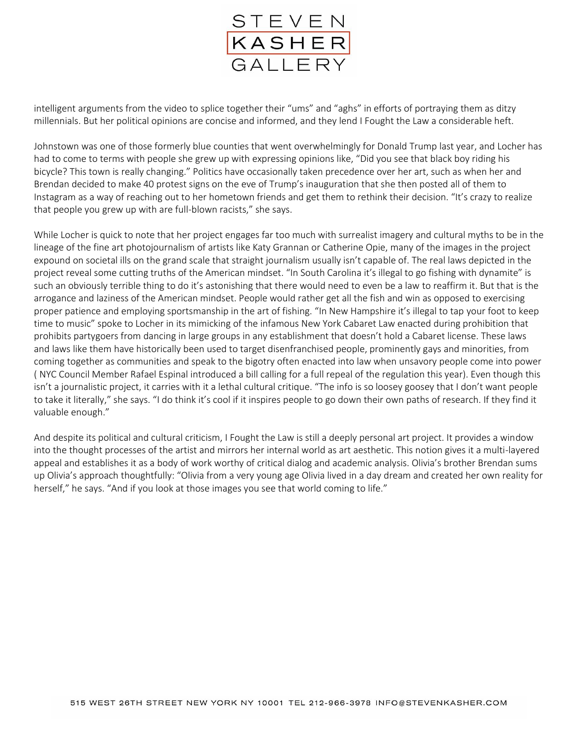intelligent arguments from the video to splice together their "ums" and "aghs" in efforts of portraying them as ditzy millennials. But her political opinions are concise and informed, and they lend I Fought the Law a considerable heft.

Johnstown was one of those formerly blue counties that went overwhelmingly for Donald Trump last year, and Locher has had to come to terms with people she grew up with expressing opinions like, "Did you see that black boy riding his bicycle? This town is really changing." Politics have occasionally taken precedence over her art, such as when her and Brendan decided to make 40 protest signs on the eve of Trump's inauguration that she then posted all of them to Instagram as a way of reaching out to her hometown friends and get them to rethink their decision. "It's crazy to realize that people you grew up with are full-blown racists," she says.

While Locher is quick to note that her project engages far too much with surrealist imagery and cultural myths to be in the lineage of the fine art photojournalism of artists like Katy Grannan or Catherine Opie, many of the images in the project expound on societal ills on the grand scale that straight journalism usually isn't capable of. The real laws depicted in the project reveal some cutting truths of the American mindset. "In South Carolina it's illegal to go fishing with dynamite" is such an obviously terrible thing to do it's astonishing that there would need to even be a law to reaffirm it. But that is the arrogance and laziness of the American mindset. People would rather get all the fish and win as opposed to exercising proper patience and employing sportsmanship in the art of fishing. "In New Hampshire it's illegal to tap your foot to keep time to music" spoke to Locher in its mimicking of the infamous New York Cabaret Law enacted during prohibition that prohibits partygoers from dancing in large groups in any establishment that doesn't hold a Cabaret license. These laws and laws like them have historically been used to target disenfranchised people, prominently gays and minorities, from coming together as communities and speak to the bigotry often enacted into law when unsavory people come into power ( NYC Council Member Rafael Espinal introduced a bill calling for a full repeal of the regulation this year). Even though this isn't a journalistic project, it carries with it a lethal cultural critique. "The info is so loosey goosey that I don't want people to take it literally," she says. "I do think it's cool if it inspires people to go down their own paths of research. If they find it valuable enough."

And despite its political and cultural criticism, I Fought the Law is still a deeply personal art project. It provides a window into the thought processes of the artist and mirrors her internal world as art aesthetic. This notion gives it a multi-layered appeal and establishes it as a body of work worthy of critical dialog and academic analysis. Olivia's brother Brendan sums up Olivia's approach thoughtfully: "Olivia from a very young age Olivia lived in a day dream and created her own reality for herself," he says. "And if you look at those images you see that world coming to life."